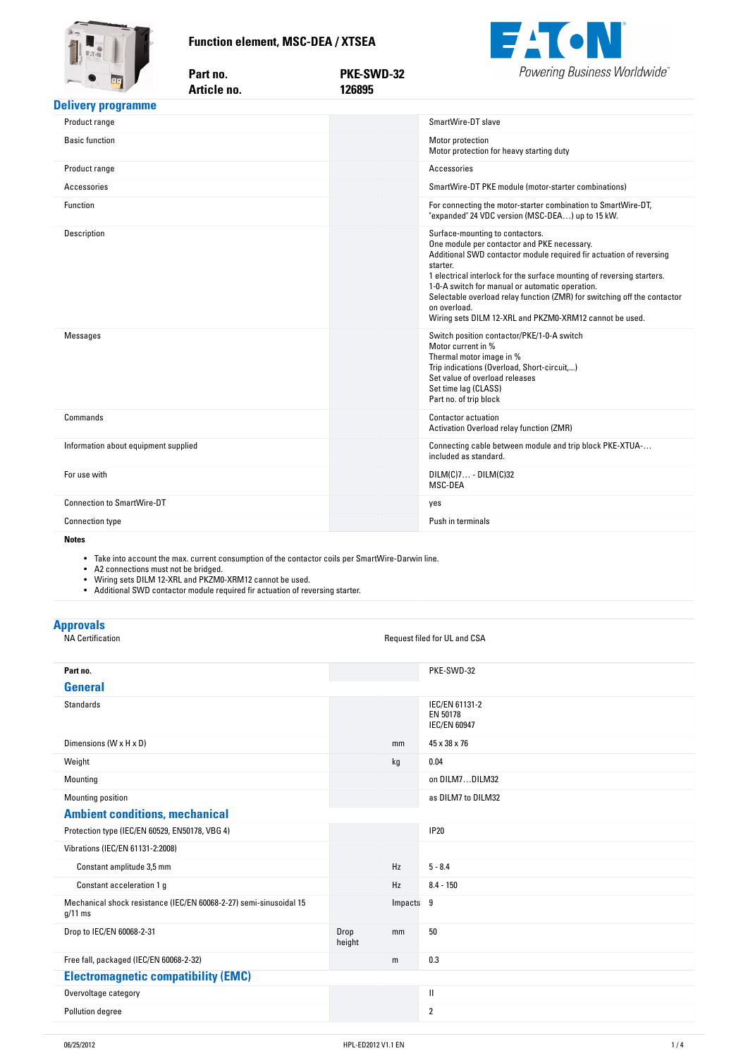# Function element, MSC-DEA / XTSEA

**Part no.** PKE-SWD-32
**Article no.** 126895

## Delivery programme

| | | |
|---|---|---|
| Product range | | SmartWire-DT slave |
| Basic function | | Motor protection<br>Motor protection for heavy starting duty |
| Product range | | Accessories |
| Accessories | | SmartWire-DT PKE module (motor-starter combinations) |
| Function | | For connecting the motor-starter combination to SmartWire-DT, "expanded" 24 VDC version (MSC-DEA…) up to 15 kW. |
| Description | | Surface-mounting to contactors.<br>One module per contactor and PKE necessary.<br>Additional SWD contactor module required fir actuation of reversing starter.<br>1 electrical interlock for the surface mounting of reversing starters.<br>1-0-A switch for manual or automatic operation.<br>Selectable overload relay function (ZMR) for switching off the contactor on overload.<br>Wiring sets DILM 12-XRL and PKZM0-XRM12 cannot be used. |
| Messages | | Switch position contactor/PKE/1-0-A switch<br>Motor current in %<br>Thermal motor image in %<br>Trip indications (Overload, Short-circuit,...)<br>Set value of overload releases<br>Set time lag (CLASS)<br>Part no. of trip block |
| Commands | | Contactor actuation<br>Activation Overload relay function (ZMR) |
| Information about equipment supplied | | Connecting cable between module and trip block PKE-XTUA-… included as standard. |
| For use with | | DILM(C)7… - DILM(C)32<br>MSC-DEA |
| Connection to SmartWire-DT | | yes |
| Connection type | | Push in terminals |

**Notes**

- Take into account the max. current consumption of the contactor coils per SmartWire-Darwin line.
- A2 connections must not be bridged.
- Wiring sets DILM 12-XRL and PKZM0-XRM12 cannot be used.
- Additional SWD contactor module required fir actuation of reversing starter.

## Approvals

| | |
|---|---|
| NA Certification | Request filed for UL and CSA |

| **Part no.** | | | PKE-SWD-32 |
|---|---|---|---|
| **General** | | | |
| Standards | | | IEC/EN 61131-2<br>EN 50178<br>IEC/EN 60947 |
| Dimensions (W x H x D) | | mm | 45 x 38 x 76 |
| Weight | | kg | 0.04 |
| Mounting | | | on DILM7…DILM32 |
| Mounting position | | | as DILM7 to DILM32 |
| **Ambient conditions, mechanical** | | | |
| Protection type (IEC/EN 60529, EN50178, VBG 4) | | | IP20 |
| Vibrations (IEC/EN 61131-2:2008) | | | |
| Constant amplitude 3,5 mm | | Hz | 5 - 8.4 |
| Constant acceleration 1 g | | Hz | 8.4 - 150 |
| Mechanical shock resistance (IEC/EN 60068-2-27) semi-sinusoidal 15 g/11 ms | | Impacts | 9 |
| Drop to IEC/EN 60068-2-31 | Drop height | mm | 50 |
| Free fall, packaged (IEC/EN 60068-2-32) | | m | 0.3 |
| **Electromagnetic compatibility (EMC)** | | | |
| Overvoltage category | | | II |
| Pollution degree | | | 2 |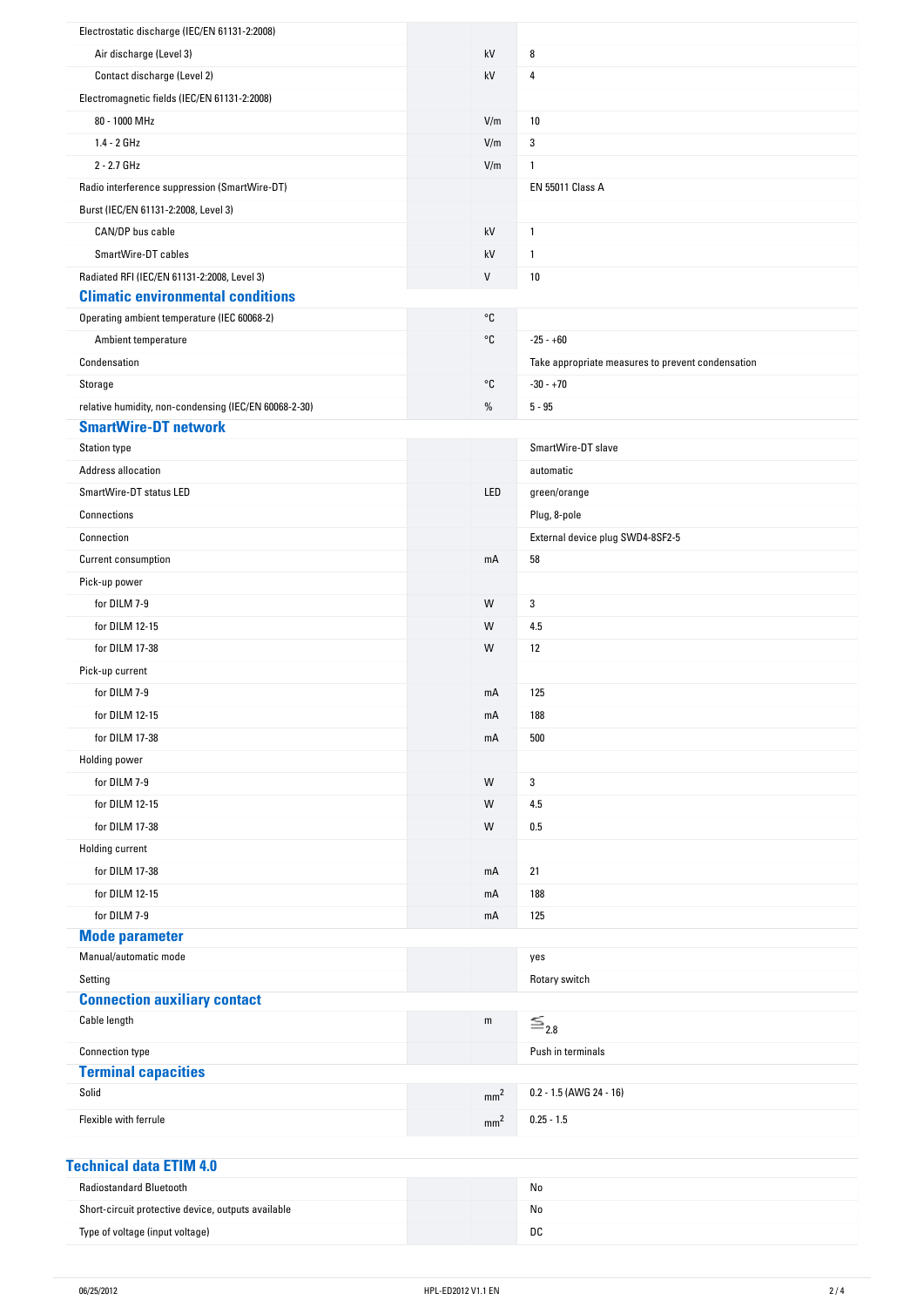| | | |
|---|---|---|
| Electrostatic discharge (IEC/EN 61131-2:2008) | | |
| Air discharge (Level 3) | kV | 8 |
| Contact discharge (Level 2) | kV | 4 |
| Electromagnetic fields (IEC/EN 61131-2:2008) | | |
| 80 - 1000 MHz | V/m | 10 |
| 1.4 - 2 GHz | V/m | 3 |
| 2 - 2.7 GHz | V/m | 1 |
| Radio interference suppression (SmartWire-DT) | | EN 55011 Class A |
| Burst (IEC/EN 61131-2:2008, Level 3) | | |
| CAN/DP bus cable | kV | 1 |
| SmartWire-DT cables | kV | 1 |
| Radiated RFI (IEC/EN 61131-2:2008, Level 3) | V | 10 |

## Climatic environmental conditions

| | | |
|---|---|---|
| Operating ambient temperature (IEC 60068-2) | °C | |
| Ambient temperature | °C | -25 - +60 |
| Condensation | | Take appropriate measures to prevent condensation |
| Storage | °C | -30 - +70 |
| relative humidity, non-condensing (IEC/EN 60068-2-30) | % | 5 - 95 |

## SmartWire-DT network

| | | |
|---|---|---|
| Station type | | SmartWire-DT slave |
| Address allocation | | automatic |
| SmartWire-DT status LED | LED | green/orange |
| Connections | | Plug, 8-pole |
| Connection | | External device plug SWD4-8SF2-5 |
| Current consumption | mA | 58 |
| Pick-up power | | |
| for DILM 7-9 | W | 3 |
| for DILM 12-15 | W | 4.5 |
| for DILM 17-38 | W | 12 |
| Pick-up current | | |
| for DILM 7-9 | mA | 125 |
| for DILM 12-15 | mA | 188 |
| for DILM 17-38 | mA | 500 |
| Holding power | | |
| for DILM 7-9 | W | 3 |
| for DILM 12-15 | W | 4.5 |
| for DILM 17-38 | W | 0.5 |
| Holding current | | |
| for DILM 17-38 | mA | 21 |
| for DILM 12-15 | mA | 188 |
| for DILM 7-9 | mA | 125 |

## Mode parameter

| | | |
|---|---|---|
| Manual/automatic mode | | yes |
| Setting | | Rotary switch |

## Connection auxiliary contact

| | | |
|---|---|---|
| Cable length | m | $\leq 2.8$ |
| Connection type | | Push in terminals |

## Terminal capacities

| | | |
|---|---|---|
| Solid | $mm^2$ | 0.2 - 1.5 (AWG 24 - 16) |
| Flexible with ferrule | $mm^2$ | 0.25 - 1.5 |

## Technical data ETIM 4.0

| | | |
|---|---|---|
| Radiostandard Bluetooth | | No |
| Short-circuit protective device, outputs available | | No |
| Type of voltage (input voltage) | | DC |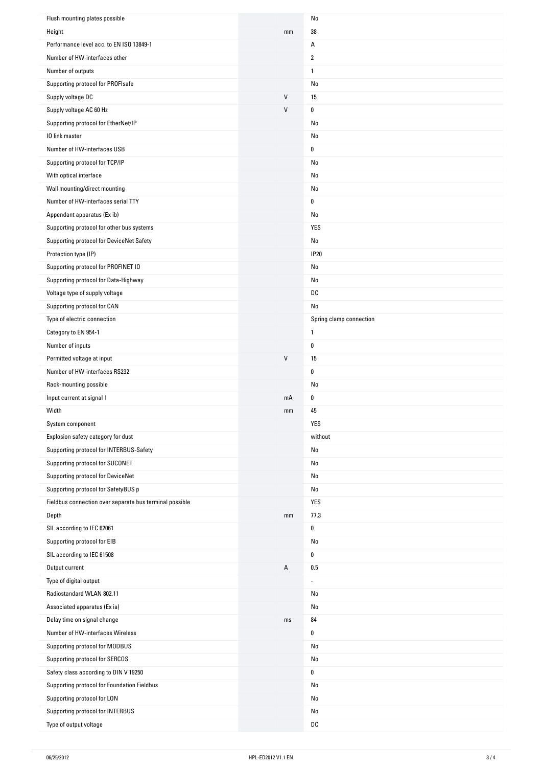| | | |
|---|---|---|
| Flush mounting plates possible | | No |
| Height | mm | 38 |
| Performance level acc. to EN ISO 13849-1 | | A |
| Number of HW-interfaces other | | 2 |
| Number of outputs | | 1 |
| Supporting protocol for PROFIsafe | | No |
| Supply voltage DC | V | 15 |
| Supply voltage AC 60 Hz | V | 0 |
| Supporting protocol for EtherNet/IP | | No |
| IO link master | | No |
| Number of HW-interfaces USB | | 0 |
| Supporting protocol for TCP/IP | | No |
| With optical interface | | No |
| Wall mounting/direct mounting | | No |
| Number of HW-interfaces serial TTY | | 0 |
| Appendant apparatus (Ex ib) | | No |
| Supporting protocol for other bus systems | | YES |
| Supporting protocol for DeviceNet Safety | | No |
| Protection type (IP) | | IP20 |
| Supporting protocol for PROFINET IO | | No |
| Supporting protocol for Data-Highway | | No |
| Voltage type of supply voltage | | DC |
| Supporting protocol for CAN | | No |
| Type of electric connection | | Spring clamp connection |
| Category to EN 954-1 | | 1 |
| Number of inputs | | 0 |
| Permitted voltage at input | V | 15 |
| Number of HW-interfaces RS232 | | 0 |
| Rack-mounting possible | | No |
| Input current at signal 1 | mA | 0 |
| Width | mm | 45 |
| System component | | YES |
| Explosion safety category for dust | | without |
| Supporting protocol for INTERBUS-Safety | | No |
| Supporting protocol for SUCONET | | No |
| Supporting protocol for DeviceNet | | No |
| Supporting protocol for SafetyBUS p | | No |
| Fieldbus connection over separate bus terminal possible | | YES |
| Depth | mm | 77.3 |
| SIL according to IEC 62061 | | 0 |
| Supporting protocol for EIB | | No |
| SIL according to IEC 61508 | | 0 |
| Output current | A | 0.5 |
| Type of digital output | | - |
| Radiostandard WLAN 802.11 | | No |
| Associated apparatus (Ex ia) | | No |
| Delay time on signal change | ms | 84 |
| Number of HW-interfaces Wireless | | 0 |
| Supporting protocol for MODBUS | | No |
| Supporting protocol for SERCOS | | No |
| Safety class according to DIN V 19250 | | 0 |
| Supporting protocol for Foundation Fieldbus | | No |
| Supporting protocol for LON | | No |
| Supporting protocol for INTERBUS | | No |
| Type of output voltage | | DC |

06/25/2012 HPL-ED2012 V1.1 EN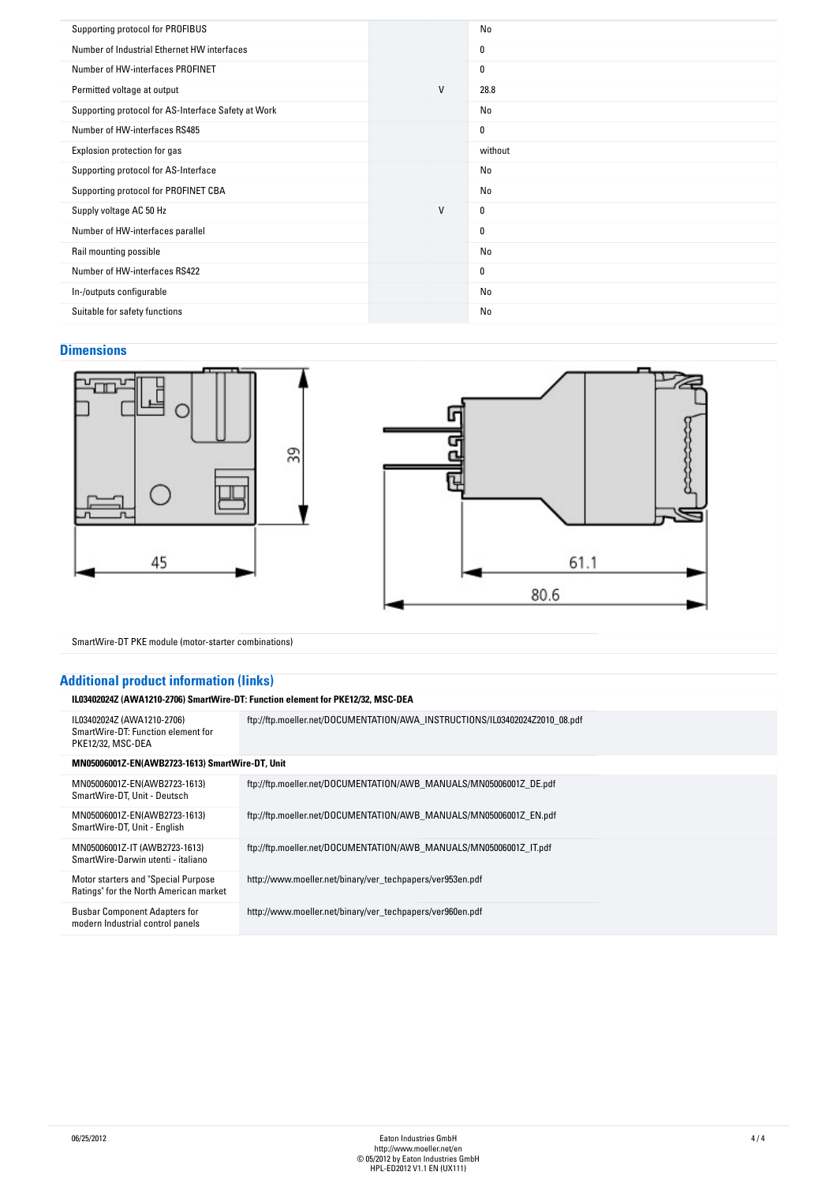| | | |
|---|---|---|
| Supporting protocol for PROFIBUS | | No |
| Number of Industrial Ethernet HW interfaces | | 0 |
| Number of HW-interfaces PROFINET | | 0 |
| Permitted voltage at output | V | 28.8 |
| Supporting protocol for AS-Interface Safety at Work | | No |
| Number of HW-interfaces RS485 | | 0 |
| Explosion protection for gas | | without |
| Supporting protocol for AS-Interface | | No |
| Supporting protocol for PROFINET CBA | | No |
| Supply voltage AC 50 Hz | V | 0 |
| Number of HW-interfaces parallel | | 0 |
| Rail mounting possible | | No |
| Number of HW-interfaces RS422 | | 0 |
| In-/outputs configurable | | No |
| Suitable for safety functions | | No |

## Dimensions

39

45

61.1

80.6

SmartWire-DT PKE module (motor-starter combinations)

## Additional product information (links)

**IL03402024Z (AWA1210-2706) SmartWire-DT: Function element for PKE12/32, MSC-DEA**

| | |
|---|---|
| IL03402024Z (AWA1210-2706) SmartWire-DT: Function element for PKE12/32, MSC-DEA | ftp://ftp.moeller.net/DOCUMENTATION/AWA_INSTRUCTIONS/IL03402024Z2010_08.pdf |

**MN05006001Z-EN(AWB2723-1613) SmartWire-DT, Unit**

| | |
|---|---|
| MN05006001Z-EN(AWB2723-1613) SmartWire-DT, Unit - Deutsch | ftp://ftp.moeller.net/DOCUMENTATION/AWB_MANUALS/MN05006001Z_DE.pdf |
| MN05006001Z-EN(AWB2723-1613) SmartWire-DT, Unit - English | ftp://ftp.moeller.net/DOCUMENTATION/AWB_MANUALS/MN05006001Z_EN.pdf |
| MN05006001Z-IT (AWB2723-1613) SmartWire-Darwin utenti - italiano | ftp://ftp.moeller.net/DOCUMENTATION/AWB_MANUALS/MN05006001Z_IT.pdf |
| Motor starters and "Special Purpose Ratings" for the North American market | http://www.moeller.net/binary/ver_techpapers/ver953en.pdf |
| Busbar Component Adapters for modern Industrial control panels | http://www.moeller.net/binary/ver_techpapers/ver960en.pdf |